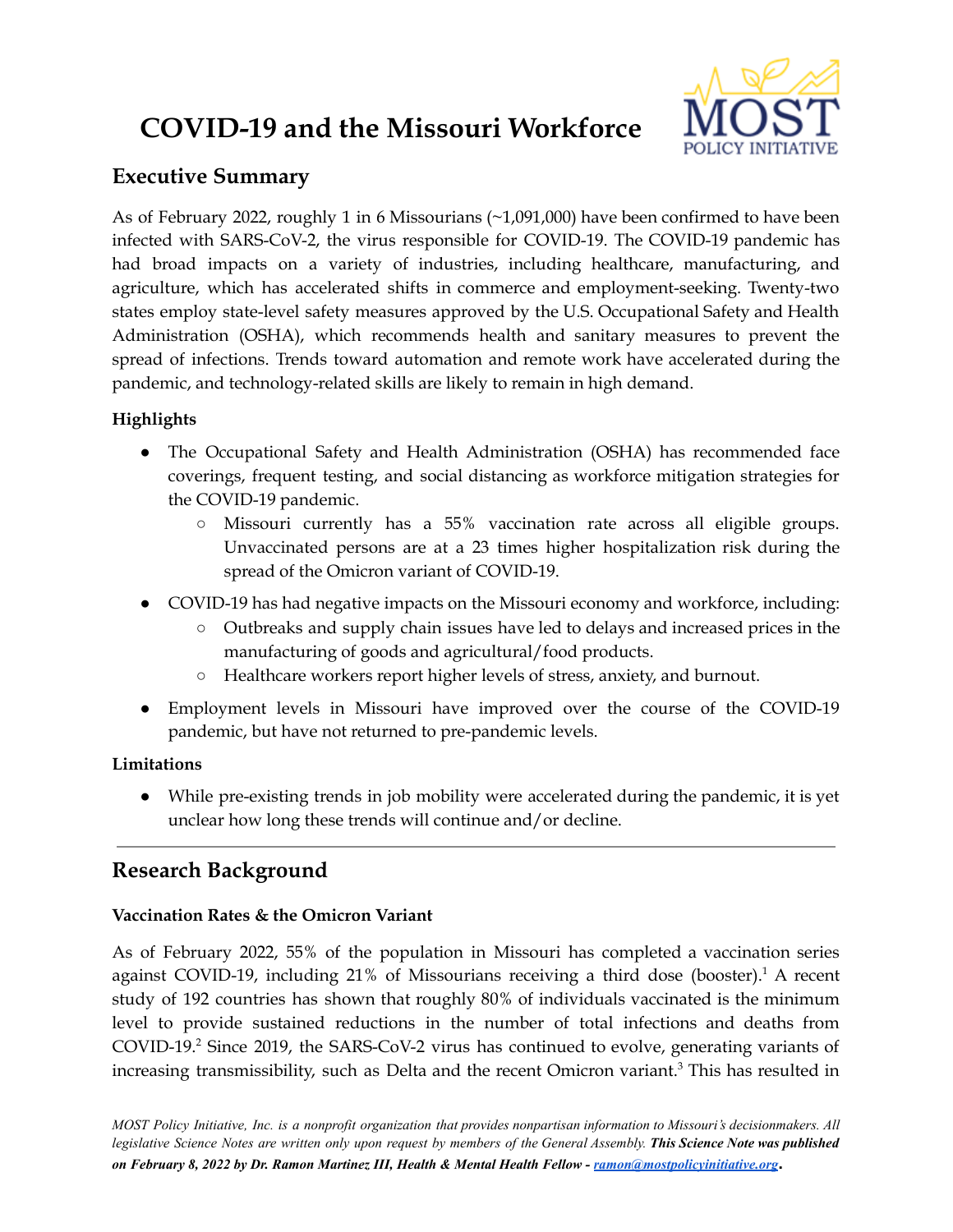# COVID-19 and the Missouri Workforce

## Executive Summary

As of February 2022, roughly 1 in 6 Missourians (~1,091,000) have been confirmed to have been infected with SARS-CoV-2, the virus responsible for COVID-19. The COVID-19 pandemic has had broad impacts on a variety of industries, including healthcare, manufacturing, and agriculture, which has accelerated shifts in commerce and employment-seeking. Twenty-two states employ state-level safety measures approved by the U.S. Occupational Safety and Health Administration (OSHA), which recommends health and sanitary measures to prevent the spread of infections. Trends toward automation and remote work have accelerated during the pandemic, and technology-related skills are likely to remain in high demand.

### Highlights

- The Occupational Safety and Health Administration (OSHA) has recommended face coverings, frequent testing, and social distancing as workforce mitigation strategies for the COVID-19 pandemic.
  - Missouri currently has a 55% vaccination rate across all eligible groups. Unvaccinated persons are at a 23 times higher hospitalization risk during the spread of the Omicron variant of COVID-19.
- COVID-19 has had negative impacts on the Missouri economy and workforce, including:
  - Outbreaks and supply chain issues have led to delays and increased prices in the manufacturing of goods and agricultural/food products.
  - Healthcare workers report higher levels of stress, anxiety, and burnout.
- Employment levels in Missouri have improved over the course of the COVID-19 pandemic, but have not returned to pre-pandemic levels.

### Limitations

- While pre-existing trends in job mobility were accelerated during the pandemic, it is yet unclear how long these trends will continue and/or decline.

---

## Research Background

### Vaccination Rates & the Omicron Variant

As of February 2022, 55% of the population in Missouri has completed a vaccination series against COVID-19, including 21% of Missourians receiving a third dose (booster).[1] A recent study of 192 countries has shown that roughly 80% of individuals vaccinated is the minimum level to provide sustained reductions in the number of total infections and deaths from COVID-19.[2] Since 2019, the SARS-CoV-2 virus has continued to evolve, generating variants of increasing transmissibility, such as Delta and the recent Omicron variant.[3] This has resulted in

*MOST Policy Initiative, Inc. is a nonprofit organization that provides nonpartisan information to Missouri's decisionmakers. All legislative Science Notes are written only upon request by members of the General Assembly.* ***This Science Note was published on February 8, 2022 by Dr. Ramon Martinez III, Health & Mental Health Fellow - [ramon@mostpolicyinitiative.org](mailto:ramon@mostpolicyinitiative.org).***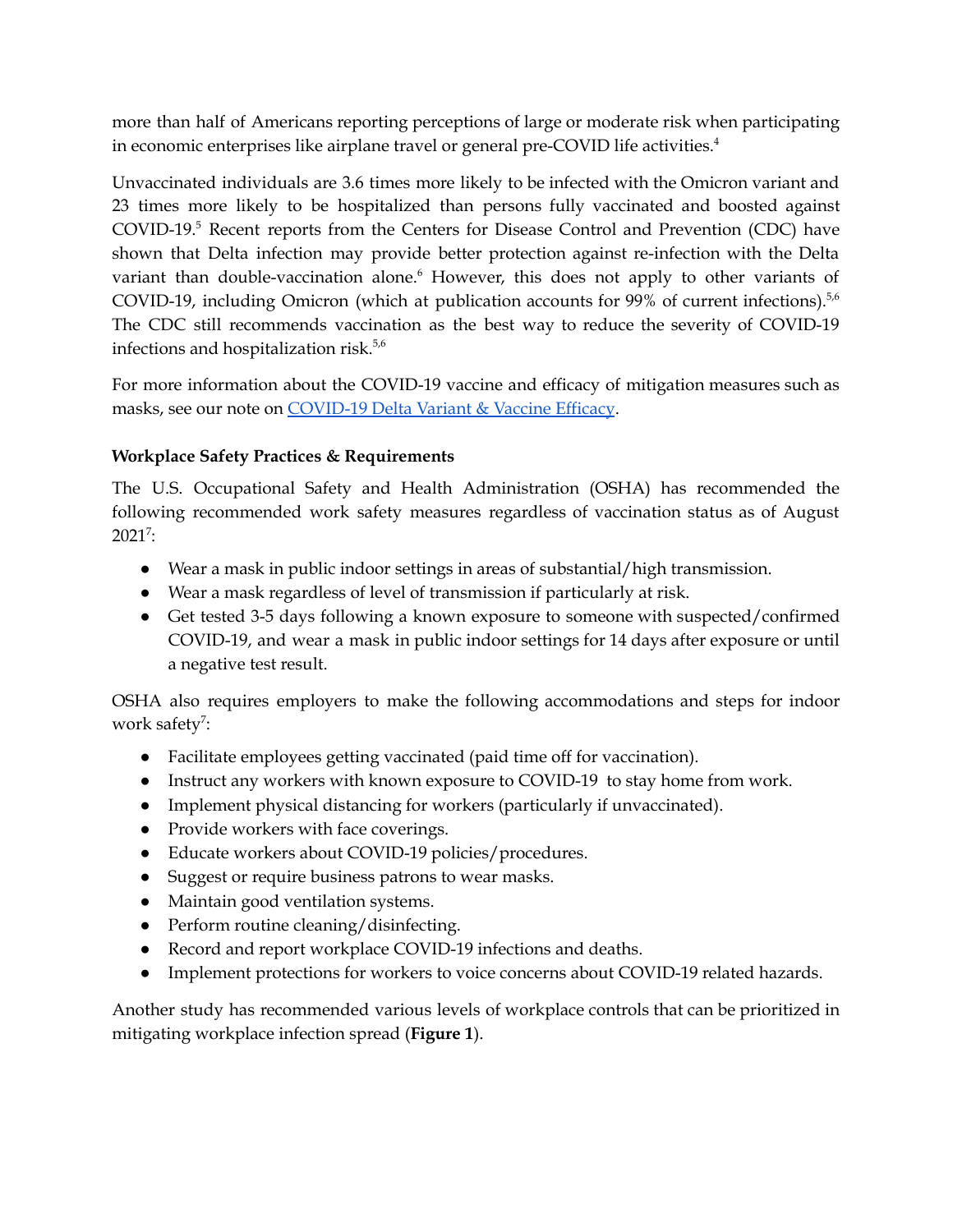more than half of Americans reporting perceptions of large or moderate risk when participating in economic enterprises like airplane travel or general pre-COVID life activities.[4]

Unvaccinated individuals are 3.6 times more likely to be infected with the Omicron variant and 23 times more likely to be hospitalized than persons fully vaccinated and boosted against COVID-19.[5] Recent reports from the Centers for Disease Control and Prevention (CDC) have shown that Delta infection may provide better protection against re-infection with the Delta variant than double-vaccination alone.[6] However, this does not apply to other variants of COVID-19, including Omicron (which at publication accounts for 99% of current infections).[5,6] The CDC still recommends vaccination as the best way to reduce the severity of COVID-19 infections and hospitalization risk.[5,6]

For more information about the COVID-19 vaccine and efficacy of mitigation measures such as masks, see our note on COVID-19 Delta Variant & Vaccine Efficacy.

**Workplace Safety Practices & Requirements**

The U.S. Occupational Safety and Health Administration (OSHA) has recommended the following recommended work safety measures regardless of vaccination status as of August 2021[7]:

- Wear a mask in public indoor settings in areas of substantial/high transmission.
- Wear a mask regardless of level of transmission if particularly at risk.
- Get tested 3-5 days following a known exposure to someone with suspected/confirmed COVID-19, and wear a mask in public indoor settings for 14 days after exposure or until a negative test result.

OSHA also requires employers to make the following accommodations and steps for indoor work safety[7]:

- Facilitate employees getting vaccinated (paid time off for vaccination).
- Instruct any workers with known exposure to COVID-19 to stay home from work.
- Implement physical distancing for workers (particularly if unvaccinated).
- Provide workers with face coverings.
- Educate workers about COVID-19 policies/procedures.
- Suggest or require business patrons to wear masks.
- Maintain good ventilation systems.
- Perform routine cleaning/disinfecting.
- Record and report workplace COVID-19 infections and deaths.
- Implement protections for workers to voice concerns about COVID-19 related hazards.

Another study has recommended various levels of workplace controls that can be prioritized in mitigating workplace infection spread (**Figure 1**).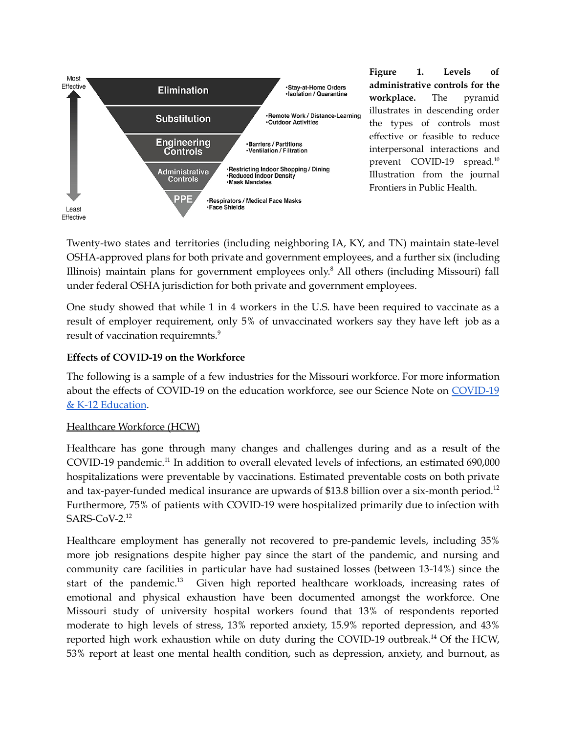**Figure 1. Levels of administrative controls for the workplace.** The pyramid illustrates in descending order the types of controls most effective or feasible to reduce interpersonal interactions and prevent COVID-19 spread.[10] Illustration from the journal Frontiers in Public Health.

Twenty-two states and territories (including neighboring IA, KY, and TN) maintain state-level OSHA-approved plans for both private and government employees, and a further six (including Illinois) maintain plans for government employees only.[8] All others (including Missouri) fall under federal OSHA jurisdiction for both private and government employees.

One study showed that while 1 in 4 workers in the U.S. have been required to vaccinate as a result of employer requirement, only 5% of unvaccinated workers say they have left job as a result of vaccination requiremnts.[9]

**Effects of COVID-19 on the Workforce**

The following is a sample of a few industries for the Missouri workforce. For more information about the effects of COVID-19 on the education workforce, see our Science Note on COVID-19 & K-12 Education.

Healthcare Workforce (HCW)

Healthcare has gone through many changes and challenges during and as a result of the COVID-19 pandemic.[11] In addition to overall elevated levels of infections, an estimated 690,000 hospitalizations were preventable by vaccinations. Estimated preventable costs on both private and tax-payer-funded medical insurance are upwards of $13.8 billion over a six-month period.[12] Furthermore, 75% of patients with COVID-19 were hospitalized primarily due to infection with SARS-CoV-2.[12]

Healthcare employment has generally not recovered to pre-pandemic levels, including 35% more job resignations despite higher pay since the start of the pandemic, and nursing and community care facilities in particular have had sustained losses (between 13-14%) since the start of the pandemic.[13] Given high reported healthcare workloads, increasing rates of emotional and physical exhaustion have been documented amongst the workforce. One Missouri study of university hospital workers found that 13% of respondents reported moderate to high levels of stress, 13% reported anxiety, 15.9% reported depression, and 43% reported high work exhaustion while on duty during the COVID-19 outbreak.[14] Of the HCW, 53% report at least one mental health condition, such as depression, anxiety, and burnout, as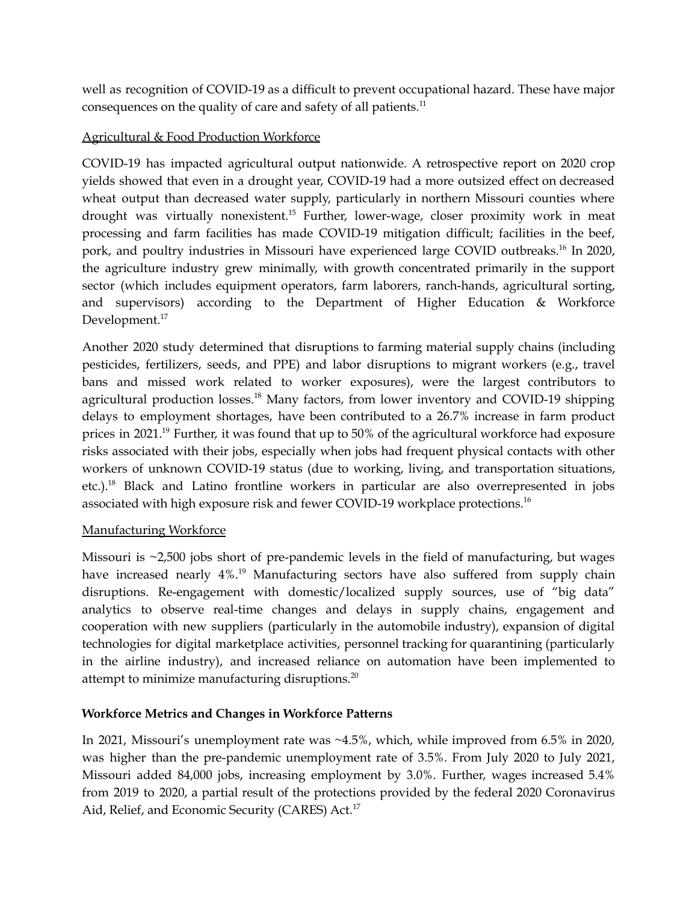well as recognition of COVID-19 as a difficult to prevent occupational hazard. These have major consequences on the quality of care and safety of all patients.[11]

<u>Agricultural & Food Production Workforce</u>

COVID-19 has impacted agricultural output nationwide. A retrospective report on 2020 crop yields showed that even in a drought year, COVID-19 had a more outsized effect on decreased wheat output than decreased water supply, particularly in northern Missouri counties where drought was virtually nonexistent.[15] Further, lower-wage, closer proximity work in meat processing and farm facilities has made COVID-19 mitigation difficult; facilities in the beef, pork, and poultry industries in Missouri have experienced large COVID outbreaks.[16] In 2020, the agriculture industry grew minimally, with growth concentrated primarily in the support sector (which includes equipment operators, farm laborers, ranch-hands, agricultural sorting, and supervisors) according to the Department of Higher Education & Workforce Development.[17]

Another 2020 study determined that disruptions to farming material supply chains (including pesticides, fertilizers, seeds, and PPE) and labor disruptions to migrant workers (e.g., travel bans and missed work related to worker exposures), were the largest contributors to agricultural production losses.[18] Many factors, from lower inventory and COVID-19 shipping delays to employment shortages, have been contributed to a 26.7% increase in farm product prices in 2021.[19] Further, it was found that up to 50% of the agricultural workforce had exposure risks associated with their jobs, especially when jobs had frequent physical contacts with other workers of unknown COVID-19 status (due to working, living, and transportation situations, etc.).[18] Black and Latino frontline workers in particular are also overrepresented in jobs associated with high exposure risk and fewer COVID-19 workplace protections.[16]

<u>Manufacturing Workforce</u>

Missouri is ~2,500 jobs short of pre-pandemic levels in the field of manufacturing, but wages have increased nearly 4%.[19] Manufacturing sectors have also suffered from supply chain disruptions. Re-engagement with domestic/localized supply sources, use of "big data" analytics to observe real-time changes and delays in supply chains, engagement and cooperation with new suppliers (particularly in the automobile industry), expansion of digital technologies for digital marketplace activities, personnel tracking for quarantining (particularly in the airline industry), and increased reliance on automation have been implemented to attempt to minimize manufacturing disruptions.[20]

**Workforce Metrics and Changes in Workforce Patterns**

In 2021, Missouri's unemployment rate was ~4.5%, which, while improved from 6.5% in 2020, was higher than the pre-pandemic unemployment rate of 3.5%. From July 2020 to July 2021, Missouri added 84,000 jobs, increasing employment by 3.0%. Further, wages increased 5.4% from 2019 to 2020, a partial result of the protections provided by the federal 2020 Coronavirus Aid, Relief, and Economic Security (CARES) Act.[17]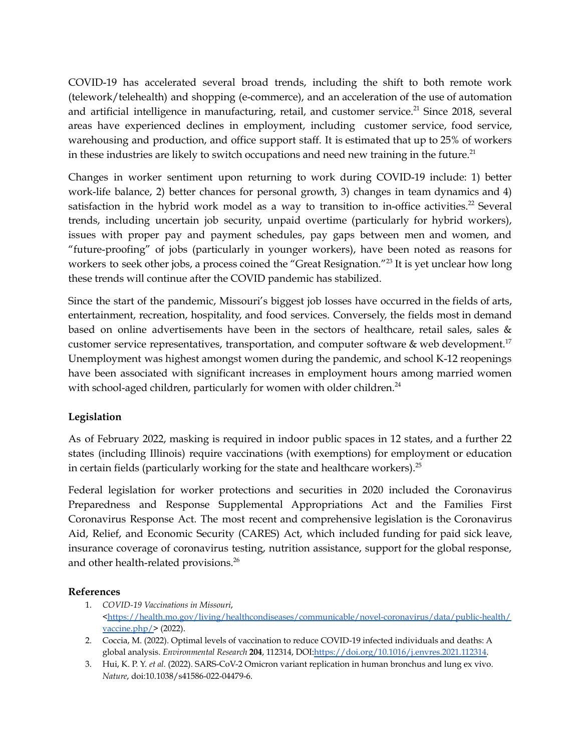COVID-19 has accelerated several broad trends, including the shift to both remote work (telework/telehealth) and shopping (e-commerce), and an acceleration of the use of automation and artificial intelligence in manufacturing, retail, and customer service.[21] Since 2018, several areas have experienced declines in employment, including customer service, food service, warehousing and production, and office support staff. It is estimated that up to 25% of workers in these industries are likely to switch occupations and need new training in the future.[21]

Changes in worker sentiment upon returning to work during COVID-19 include: 1) better work-life balance, 2) better chances for personal growth, 3) changes in team dynamics and 4) satisfaction in the hybrid work model as a way to transition to in-office activities.[22] Several trends, including uncertain job security, unpaid overtime (particularly for hybrid workers), issues with proper pay and payment schedules, pay gaps between men and women, and "future-proofing" of jobs (particularly in younger workers), have been noted as reasons for workers to seek other jobs, a process coined the "Great Resignation."[23] It is yet unclear how long these trends will continue after the COVID pandemic has stabilized.

Since the start of the pandemic, Missouri's biggest job losses have occurred in the fields of arts, entertainment, recreation, hospitality, and food services. Conversely, the fields most in demand based on online advertisements have been in the sectors of healthcare, retail sales, sales & customer service representatives, transportation, and computer software & web development.[17] Unemployment was highest amongst women during the pandemic, and school K-12 reopenings have been associated with significant increases in employment hours among married women with school-aged children, particularly for women with older children.[24]

**Legislation**

As of February 2022, masking is required in indoor public spaces in 12 states, and a further 22 states (including Illinois) require vaccinations (with exemptions) for employment or education in certain fields (particularly working for the state and healthcare workers).[25]

Federal legislation for worker protections and securities in 2020 included the Coronavirus Preparedness and Response Supplemental Appropriations Act and the Families First Coronavirus Response Act. The most recent and comprehensive legislation is the Coronavirus Aid, Relief, and Economic Security (CARES) Act, which included funding for paid sick leave, insurance coverage of coronavirus testing, nutrition assistance, support for the global response, and other health-related provisions.[26]

**References**

1. *COVID-19 Vaccinations in Missouri*, <https://health.mo.gov/living/healthcondiseases/communicable/novel-coronavirus/data/public-health/vaccine.php/> (2022).
2. Coccia, M. (2022). Optimal levels of vaccination to reduce COVID-19 infected individuals and deaths: A global analysis. *Environmental Research* **204**, 112314, DOI:https://doi.org/10.1016/j.envres.2021.112314.
3. Hui, K. P. Y. *et al.* (2022). SARS-CoV-2 Omicron variant replication in human bronchus and lung ex vivo. *Nature*, doi:10.1038/s41586-022-04479-6.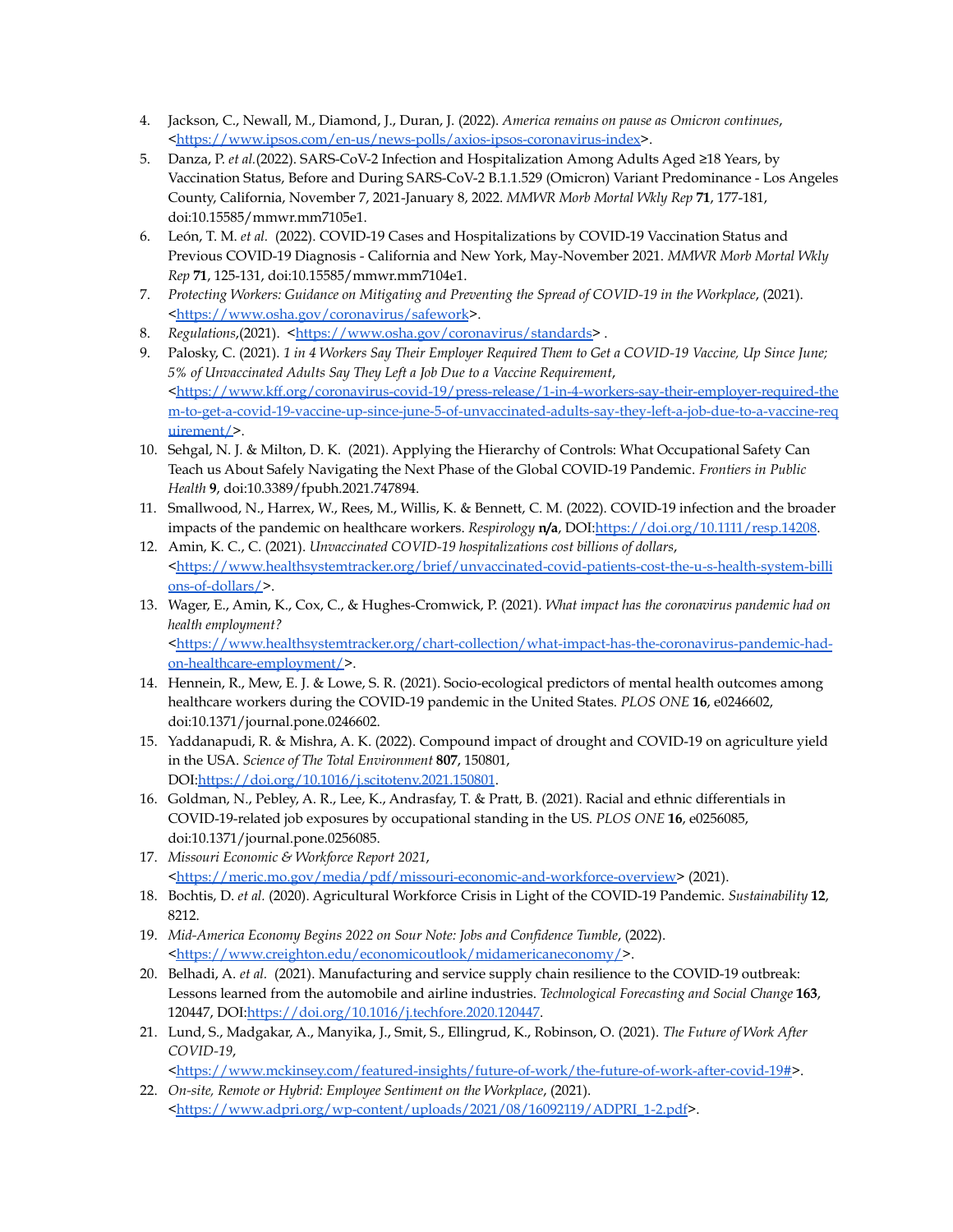4. Jackson, C., Newall, M., Diamond, J., Duran, J. (2022). *America remains on pause as Omicron continues*, <https://www.ipsos.com/en-us/news-polls/axios-ipsos-coronavirus-index>.
5. Danza, P. *et al.*(2022). SARS-CoV-2 Infection and Hospitalization Among Adults Aged ≥18 Years, by Vaccination Status, Before and During SARS-CoV-2 B.1.1.529 (Omicron) Variant Predominance - Los Angeles County, California, November 7, 2021-January 8, 2022. *MMWR Morb Mortal Wkly Rep* **71**, 177-181, doi:10.15585/mmwr.mm7105e1.
6. León, T. M. *et al.* (2022). COVID-19 Cases and Hospitalizations by COVID-19 Vaccination Status and Previous COVID-19 Diagnosis - California and New York, May-November 2021. *MMWR Morb Mortal Wkly Rep* **71**, 125-131, doi:10.15585/mmwr.mm7104e1.
7. *Protecting Workers: Guidance on Mitigating and Preventing the Spread of COVID-19 in the Workplace*, (2021). <https://www.osha.gov/coronavirus/safework>.
8. *Regulations*,(2021). <https://www.osha.gov/coronavirus/standards> .
9. Palosky, C. (2021). *1 in 4 Workers Say Their Employer Required Them to Get a COVID-19 Vaccine, Up Since June; 5% of Unvaccinated Adults Say They Left a Job Due to a Vaccine Requirement*, <https://www.kff.org/coronavirus-covid-19/press-release/1-in-4-workers-say-their-employer-required-them-to-get-a-covid-19-vaccine-up-since-june-5-of-unvaccinated-adults-say-they-left-a-job-due-to-a-vaccine-requirement/>.
10. Sehgal, N. J. & Milton, D. K. (2021). Applying the Hierarchy of Controls: What Occupational Safety Can Teach us About Safely Navigating the Next Phase of the Global COVID-19 Pandemic. *Frontiers in Public Health* **9**, doi:10.3389/fpubh.2021.747894.
11. Smallwood, N., Harrex, W., Rees, M., Willis, K. & Bennett, C. M. (2022). COVID-19 infection and the broader impacts of the pandemic on healthcare workers. *Respirology* **n/a**, DOI:https://doi.org/10.1111/resp.14208.
12. Amin, K. C., C. (2021). *Unvaccinated COVID-19 hospitalizations cost billions of dollars*, <https://www.healthsystemtracker.org/brief/unvaccinated-covid-patients-cost-the-u-s-health-system-billions-of-dollars/>.
13. Wager, E., Amin, K., Cox, C., & Hughes-Cromwick, P. (2021). *What impact has the coronavirus pandemic had on health employment?* <https://www.healthsystemtracker.org/chart-collection/what-impact-has-the-coronavirus-pandemic-had-on-healthcare-employment/>.
14. Hennein, R., Mew, E. J. & Lowe, S. R. (2021). Socio-ecological predictors of mental health outcomes among healthcare workers during the COVID-19 pandemic in the United States. *PLOS ONE* **16**, e0246602, doi:10.1371/journal.pone.0246602.
15. Yaddanapudi, R. & Mishra, A. K. (2022). Compound impact of drought and COVID-19 on agriculture yield in the USA. *Science of The Total Environment* **807**, 150801, DOI:https://doi.org/10.1016/j.scitotenv.2021.150801.
16. Goldman, N., Pebley, A. R., Lee, K., Andrasfay, T. & Pratt, B. (2021). Racial and ethnic differentials in COVID-19-related job exposures by occupational standing in the US. *PLOS ONE* **16**, e0256085, doi:10.1371/journal.pone.0256085.
17. *Missouri Economic & Workforce Report 2021*, <https://meric.mo.gov/media/pdf/missouri-economic-and-workforce-overview> (2021).
18. Bochtis, D. *et al.* (2020). Agricultural Workforce Crisis in Light of the COVID-19 Pandemic. *Sustainability* **12**, 8212.
19. *Mid-America Economy Begins 2022 on Sour Note: Jobs and Confidence Tumble*, (2022). <https://www.creighton.edu/economicoutlook/midamericaneconomy/>.
20. Belhadi, A. *et al.* (2021). Manufacturing and service supply chain resilience to the COVID-19 outbreak: Lessons learned from the automobile and airline industries. *Technological Forecasting and Social Change* **163**, 120447, DOI:https://doi.org/10.1016/j.techfore.2020.120447.
21. Lund, S., Madgakar, A., Manyika, J., Smit, S., Ellingrud, K., Robinson, O. (2021). *The Future of Work After COVID-19*, <https://www.mckinsey.com/featured-insights/future-of-work/the-future-of-work-after-covid-19#>.
22. *On-site, Remote or Hybrid: Employee Sentiment on the Workplace*, (2021). <https://www.adpri.org/wp-content/uploads/2021/08/16092119/ADPRI_1-2.pdf>.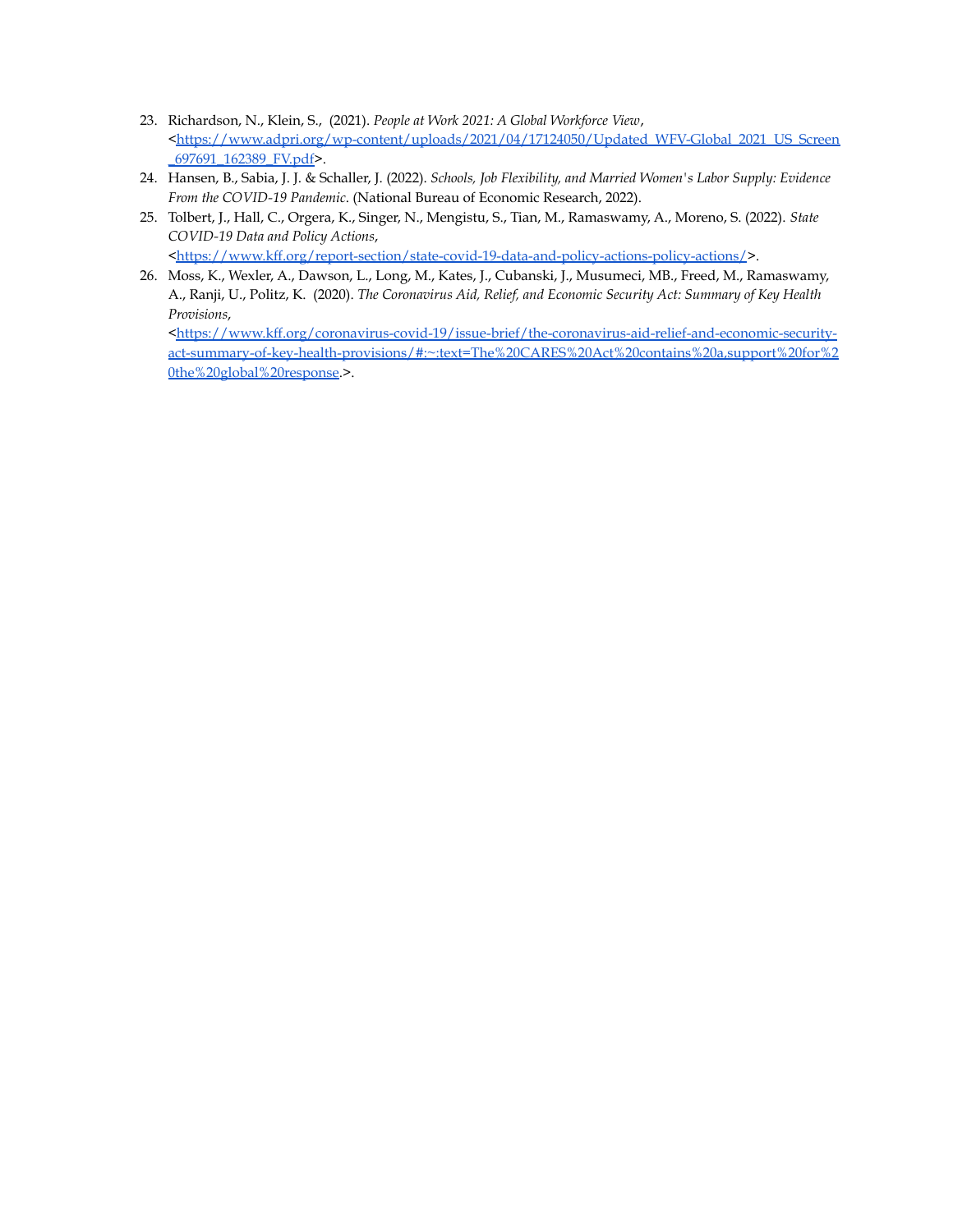23. Richardson, N., Klein, S., (2021). *People at Work 2021: A Global Workforce View*, <https://www.adpri.org/wp-content/uploads/2021/04/17124050/Updated_WFV-Global_2021_US_Screen_697691_162389_FV.pdf>.
24. Hansen, B., Sabia, J. J. & Schaller, J. (2022). *Schools, Job Flexibility, and Married Women's Labor Supply: Evidence From the COVID-19 Pandemic*. (National Bureau of Economic Research, 2022).
25. Tolbert, J., Hall, C., Orgera, K., Singer, N., Mengistu, S., Tian, M., Ramaswamy, A., Moreno, S. (2022). *State COVID-19 Data and Policy Actions*, <https://www.kff.org/report-section/state-covid-19-data-and-policy-actions-policy-actions/>.
26. Moss, K., Wexler, A., Dawson, L., Long, M., Kates, J., Cubanski, J., Musumeci, MB., Freed, M., Ramaswamy, A., Ranji, U., Politz, K. (2020). *The Coronavirus Aid, Relief, and Economic Security Act: Summary of Key Health Provisions*, <https://www.kff.org/coronavirus-covid-19/issue-brief/the-coronavirus-aid-relief-and-economic-security-act-summary-of-key-health-provisions/#:~:text=The%20CARES%20Act%20contains%20a,support%20for%20the%20global%20response.>.